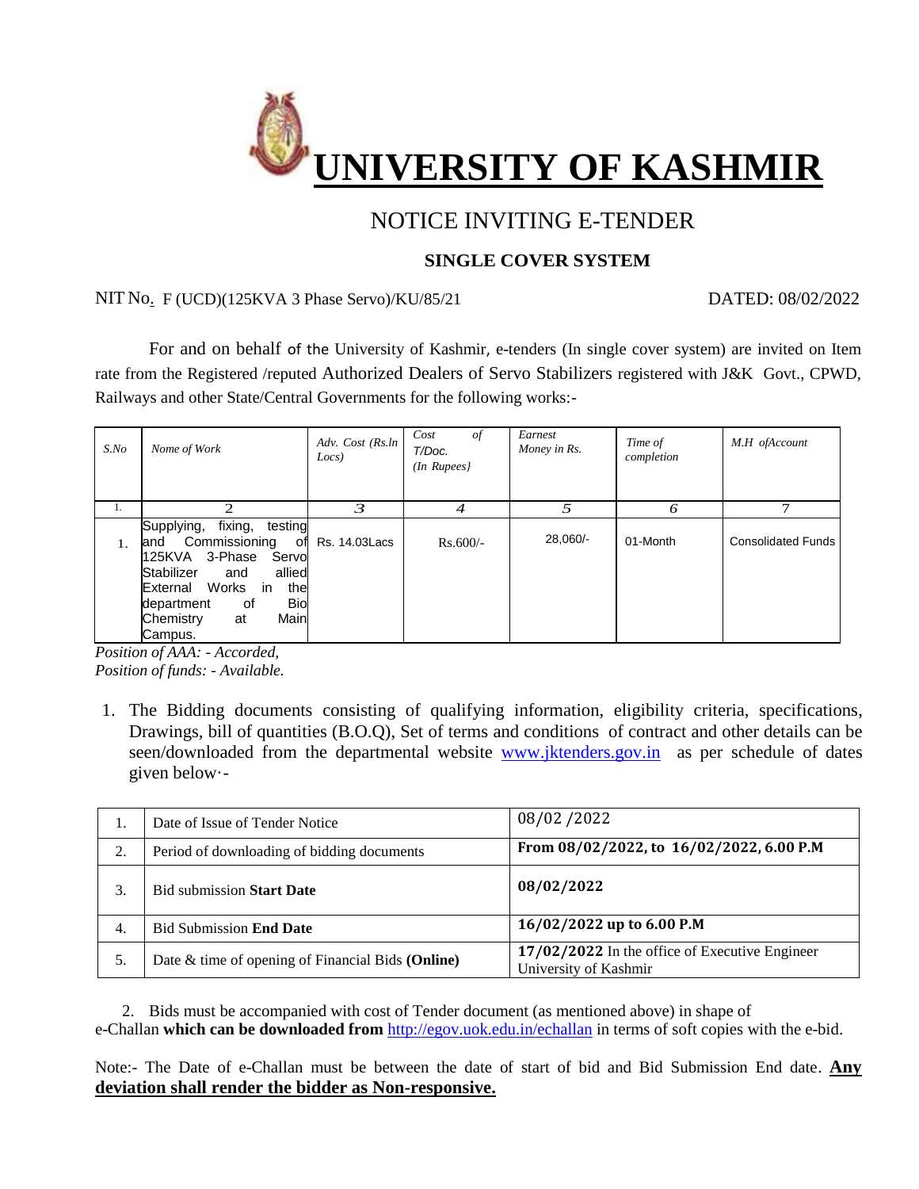# UNIVERSITY OF KASHMIR

## NOTICE INVITING E-TENDER

### SINGLE COVER SYSTEM

NIT No. F (UCD)(125KVA 3 Phase Servo)/KU/85/21 DATED: 08/02/2022

For and on behalf of the University of Kashmir, e-tenders (In single cover system) are invited on Item rate from the Registered /reputed Authorized Dealers of Servo Stabilizers registered with J&K Govt., CPWD, Railways and other State/Central Governments for the following works:-

| *S.No* | *Nome of Work* | *Adv. Cost (Rs.ln Locs)* | *Cost of T/Doc. (In Rupees}* | *Earnest Money in Rs.* | *Time of completion* | *M.H ofAccount* |
|---|---|---|---|---|---|---|
| 1. | 2 | 3 | 4 | 5 | 6 | 7 |
| 1. | Supplying, fixing, testing and Commissioning of 125KVA 3-Phase Servo Stabilizer and allied External Works in the department of Bio Chemistry at Main Campus. | Rs. 14.03Lacs | Rs.600/- | 28,060/- | 01-Month | Consolidated Funds |

*Position of AAA: - Accorded,*
*Position of funds: - Available.*

1. The Bidding documents consisting of qualifying information, eligibility criteria, specifications, Drawings, bill of quantities (B.O.Q), Set of terms and conditions of contract and other details can be seen/downloaded from the departmental website www.jktenders.gov.in as per schedule of dates given below·-

| | | |
|---|---|---|
| 1. | Date of Issue of Tender Notice | 08/02 /2022 |
| 2. | Period of downloading of bidding documents | **From 08/02/2022, to 16/02/2022, 6.00 P.M** |
| 3. | Bid submission **Start Date** | **08/02/2022** |
| 4. | Bid Submission **End Date** | **16/02/2022 up to 6.00 P.M** |
| 5. | Date & time of opening of Financial Bids **(Online)** | **17/02/2022** In the office of Executive Engineer University of Kashmir |

2. Bids must be accompanied with cost of Tender document (as mentioned above) in shape of e-Challan **which can be downloaded from** http://egov.uok.edu.in/echallan in terms of soft copies with the e-bid.

Note:- The Date of e-Challan must be between the date of start of bid and Bid Submission End date. **Any deviation shall render the bidder as Non-responsive.**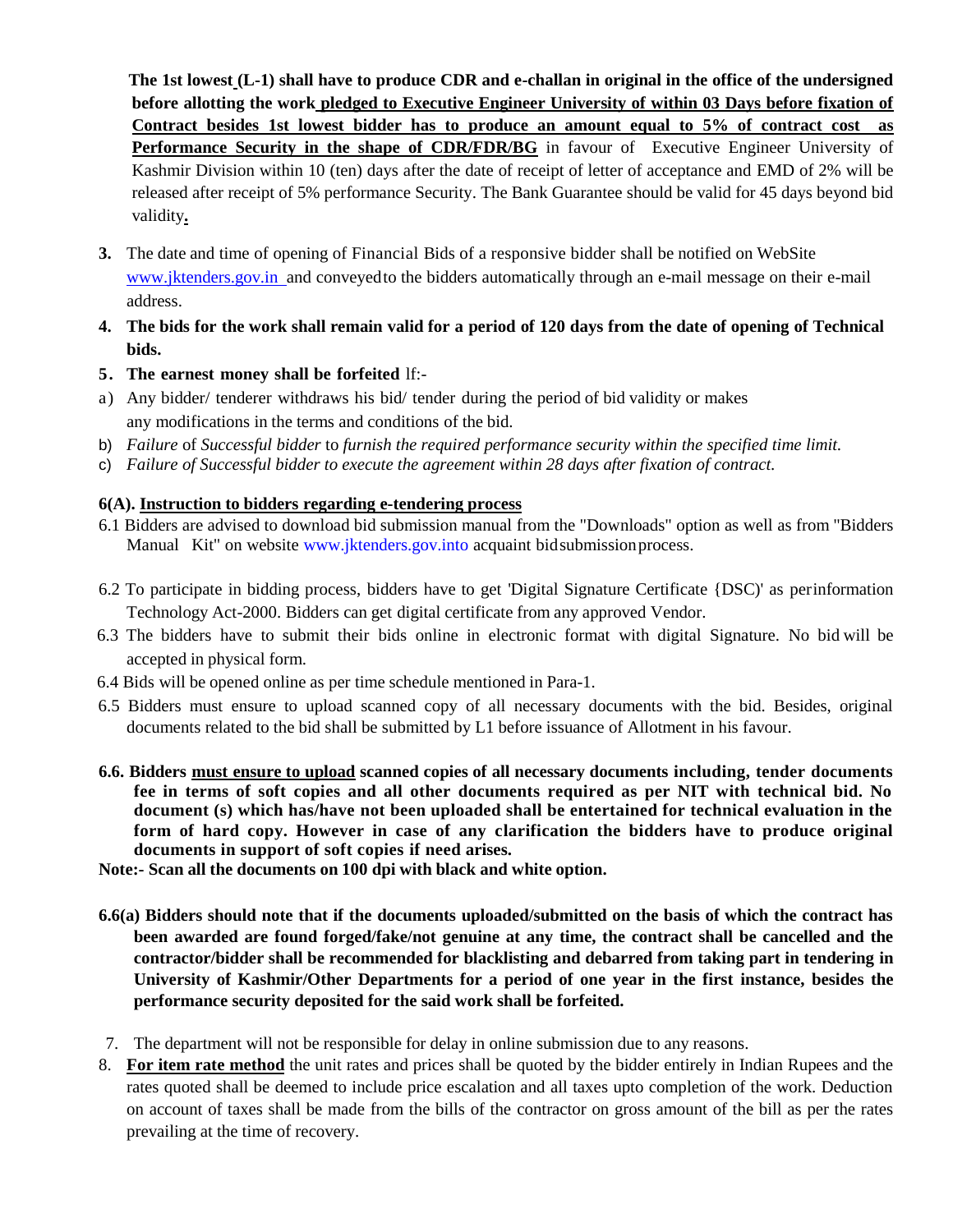**The 1st lowest (L-1) shall have to produce CDR and e-challan in original in the office of the undersigned before allotting the work pledged to Executive Engineer University of within 03 Days before fixation of Contract besides 1st lowest bidder has to produce an amount equal to 5% of contract cost as Performance Security in the shape of CDR/FDR/BG** in favour of Executive Engineer University of Kashmir Division within 10 (ten) days after the date of receipt of letter of acceptance and EMD of 2% will be released after receipt of 5% performance Security. The Bank Guarantee should be valid for 45 days beyond bid validity.

3. The date and time of opening of Financial Bids of a responsive bidder shall be notified on WebSite www.jktenders.gov.in and conveyed to the bidders automatically through an e-mail message on their e-mail address.
4. **The bids for the work shall remain valid for a period of 120 days from the date of opening of Technical bids.**
5. **The earnest money shall be forfeited** lf:-

a) Any bidder/ tenderer withdraws his bid/ tender during the period of bid validity or makes any modifications in the terms and conditions of the bid.

b) *Failure* of *Successful bidder* to *furnish the required performance security within the specified time limit.*

c) *Failure of Successful bidder to execute the agreement within 28 days after fixation of contract.*

**6(A). Instruction to bidders regarding e-tendering process**

6.1 Bidders are advised to download bid submission manual from the "Downloads" option as well as from "Bidders Manual Kit" on website www.jktenders.gov.into acquaint bid submission process.

6.2 To participate in bidding process, bidders have to get 'Digital Signature Certificate {DSC)' as per information Technology Act-2000. Bidders can get digital certificate from any approved Vendor.

6.3 The bidders have to submit their bids online in electronic format with digital Signature. No bid will be accepted in physical form.

6.4 Bids will be opened online as per time schedule mentioned in Para-1.

6.5 Bidders must ensure to upload scanned copy of all necessary documents with the bid. Besides, original documents related to the bid shall be submitted by L1 before issuance of Allotment in his favour.

**6.6. Bidders must ensure to upload scanned copies of all necessary documents including, tender documents fee in terms of soft copies and all other documents required as per NIT with technical bid. No document (s) which has/have not been uploaded shall be entertained for technical evaluation in the form of hard copy. However in case of any clarification the bidders have to produce original documents in support of soft copies if need arises.**

**Note:- Scan all the documents on 100 dpi with black and white option.**

**6.6(a) Bidders should note that if the documents uploaded/submitted on the basis of which the contract has been awarded are found forged/fake/not genuine at any time, the contract shall be cancelled and the contractor/bidder shall be recommended for blacklisting and debarred from taking part in tendering in University of Kashmir/Other Departments for a period of one year in the first instance, besides the performance security deposited for the said work shall be forfeited.**

7. The department will not be responsible for delay in online submission due to any reasons.
8. **For item rate method** the unit rates and prices shall be quoted by the bidder entirely in Indian Rupees and the rates quoted shall be deemed to include price escalation and all taxes upto completion of the work. Deduction on account of taxes shall be made from the bills of the contractor on gross amount of the bill as per the rates prevailing at the time of recovery.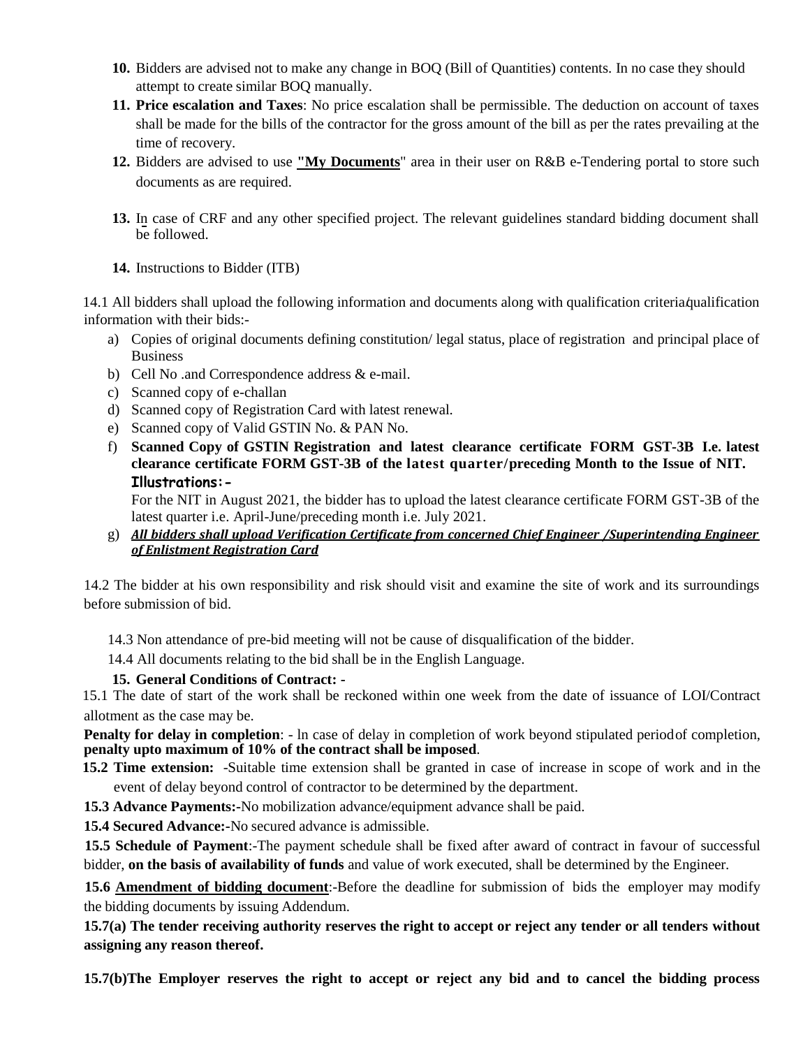10. **Bidders** are advised not to make any change in BOQ (Bill of Quantities) contents. In no case they should attempt to create similar BOQ manually.
11. **Price escalation and Taxes**: No price escalation shall be permissible. The deduction on account of taxes shall be made for the bills of the contractor for the gross amount of the bill as per the rates prevailing at the time of recovery.
12. Bidders are advised to use **"My Documents"** area in their user on R&B e-Tendering portal to store such documents as are required.
13. In case of CRF and any other specified project. The relevant guidelines standard bidding document shall be followed.
14. Instructions to Bidder (ITB)

14.1 All bidders shall upload the following information and documents along with qualification criteria/qualification information with their bids:-

a) Copies of original documents defining constitution/ legal status, place of registration and principal place of Business
b) Cell No .and Correspondence address & e-mail.
c) Scanned copy of e-challan
d) Scanned copy of Registration Card with latest renewal.
e) Scanned copy of Valid GSTIN No. & PAN No.
f) **Scanned Copy of GSTIN Registration and latest clearance certificate FORM GST-3B I.e. latest clearance certificate FORM GST-3B of the latest quarter/preceding Month to the Issue of NIT.**
   **Illustrations:-**
   For the NIT in August 2021, the bidder has to upload the latest clearance certificate FORM GST-3B of the latest quarter i.e. April-June/preceding month i.e. July 2021.
g) ***All bidders shall upload Verification Certificate from concerned Chief Engineer /Superintending Engineer of Enlistment Registration Card***

14.2 The bidder at his own responsibility and risk should visit and examine the site of work and its surroundings before submission of bid.

14.3 Non attendance of pre-bid meeting will not be cause of disqualification of the bidder.

14.4 All documents relating to the bid shall be in the English Language.

**15. General Conditions of Contract: -**

15.1 The date of start of the work shall be reckoned within one week from the date of issuance of LOI/Contract allotment as the case may be.

**Penalty for delay in completion**: - In case of delay in completion of work beyond stipulated period of completion, **penalty upto maximum of 10% of the contract shall be imposed**.

**15.2 Time extension:** -Suitable time extension shall be granted in case of increase in scope of work and in the event of delay beyond control of contractor to be determined by the department.

**15.3 Advance Payments:-**No mobilization advance/equipment advance shall be paid.

**15.4 Secured Advance:-**No secured advance is admissible.

**15.5 Schedule of Payment**:-The payment schedule shall be fixed after award of contract in favour of successful bidder, **on the basis of availability of funds** and value of work executed, shall be determined by the Engineer.

**15.6 Amendment of bidding document**:-Before the deadline for submission of bids the employer may modify the bidding documents by issuing Addendum.

**15.7(a) The tender receiving authority reserves the right to accept or reject any tender or all tenders without assigning any reason thereof.**

**15.7(b)The Employer reserves the right to accept or reject any bid and to cancel the bidding process**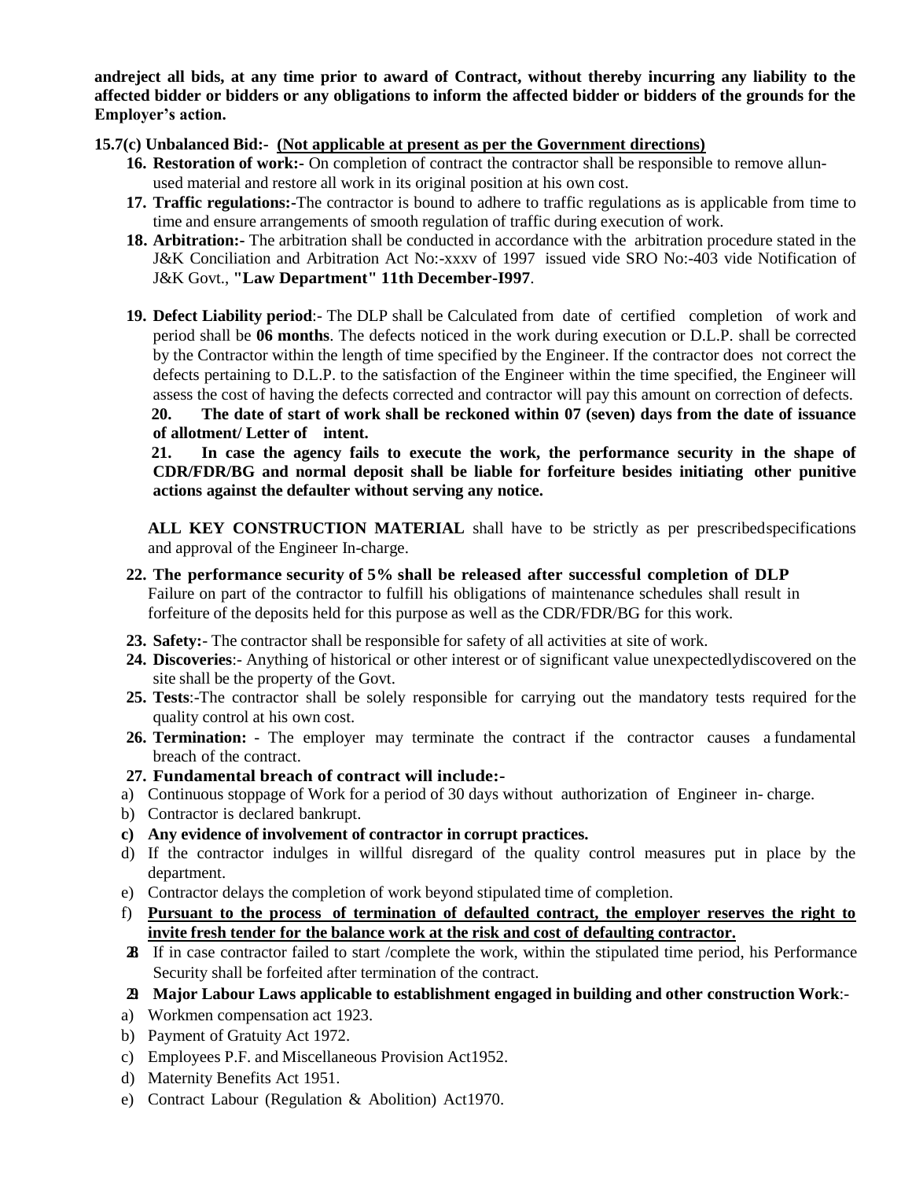**andreject all bids, at any time prior to award of Contract, without thereby incurring any liability to the affected bidder or bidders or any obligations to inform the affected bidder or bidders of the grounds for the Employer's action.**

**15.7(c) Unbalanced Bid:-** **(Not applicable at present as per the Government directions)**

16. **Restoration of work:-** On completion of contract the contractor shall be responsible to remove allun-used material and restore all work in its original position at his own cost.
17. **Traffic regulations:-**The contractor is bound to adhere to traffic regulations as is applicable from time to time and ensure arrangements of smooth regulation of traffic during execution of work.
18. **Arbitration:-** The arbitration shall be conducted in accordance with the arbitration procedure stated in the J&K Conciliation and Arbitration Act No:-xxxv of 1997 issued vide SRO No:-403 vide Notification of J&K Govt., **"Law Department" 11th December-I997**.
19. **Defect Liability period**:- The DLP shall be Calculated from date of certified completion of work and period shall be **06 months**. The defects noticed in the work during execution or D.L.P. shall be corrected by the Contractor within the length of time specified by the Engineer. If the contractor does not correct the defects pertaining to D.L.P. to the satisfaction of the Engineer within the time specified, the Engineer will assess the cost of having the defects corrected and contractor will pay this amount on correction of defects.

**20. The date of start of work shall be reckoned within 07 (seven) days from the date of issuance of allotment/ Letter of intent.**

**21. In case the agency fails to execute the work, the performance security in the shape of CDR/FDR/BG and normal deposit shall be liable for forfeiture besides initiating other punitive actions against the defaulter without serving any notice.**

**ALL KEY CONSTRUCTION MATERIAL** shall have to be strictly as per prescribedspecifications and approval of the Engineer In-charge.

22. **The performance security of 5% shall be released after successful completion of DLP**
Failure on part of the contractor to fulfill his obligations of maintenance schedules shall result in forfeiture of the deposits held for this purpose as well as the CDR/FDR/BG for this work.
23. **Safety:**- The contractor shall be responsible for safety of all activities at site of work.
24. **Discoveries**:- Anything of historical or other interest or of significant value unexpectedlydiscovered on the site shall be the property of the Govt.
25. **Tests**:-The contractor shall be solely responsible for carrying out the mandatory tests required for the quality control at his own cost.
26. **Termination:** - The employer may terminate the contract if the contractor causes a fundamental breach of the contract.
27. **Fundamental breach of contract will include:-**

a) Continuous stoppage of Work for a period of 30 days without authorization of Engineer in- charge.
b) Contractor is declared bankrupt.
c) **Any evidence of involvement of contractor in corrupt practices.**
d) If the contractor indulges in willful disregard of the quality control measures put in place by the department.
e) Contractor delays the completion of work beyond stipulated time of completion.
f) **Pursuant to the process of termination of defaulted contract, the employer reserves the right to invite fresh tender for the balance work at the risk and cost of defaulting contractor.**

28. If in case contractor failed to start /complete the work, within the stipulated time period, his Performance Security shall be forfeited after termination of the contract.
29. **Major Labour Laws applicable to establishment engaged in building and other construction Work**:-

a) Workmen compensation act 1923.
b) Payment of Gratuity Act 1972.
c) Employees P.F. and Miscellaneous Provision Act1952.
d) Maternity Benefits Act 1951.
e) Contract Labour (Regulation & Abolition) Act1970.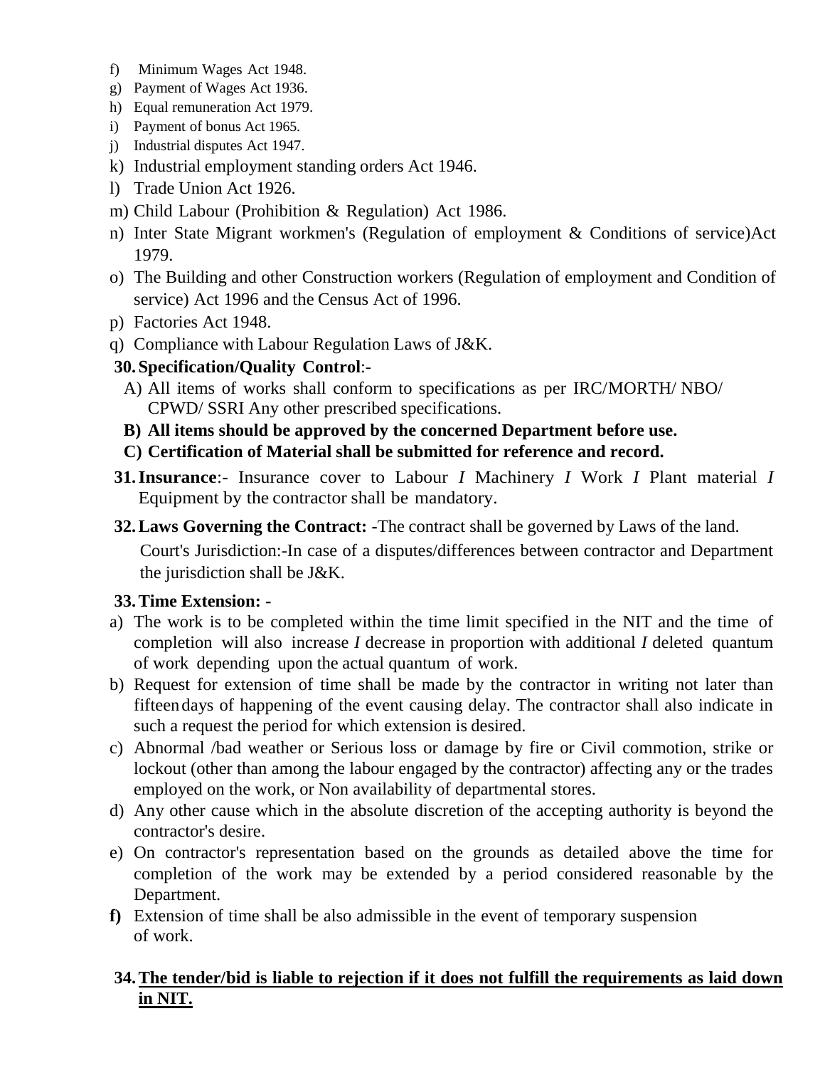f) Minimum Wages Act 1948.
g) Payment of Wages Act 1936.
h) Equal remuneration Act 1979.
i) Payment of bonus Act 1965.
j) Industrial disputes Act 1947.
k) Industrial employment standing orders Act 1946.
l) Trade Union Act 1926.
m) Child Labour (Prohibition & Regulation) Act 1986.
n) Inter State Migrant workmen's (Regulation of employment & Conditions of service)Act 1979.
o) The Building and other Construction workers (Regulation of employment and Condition of service) Act 1996 and the Census Act of 1996.
p) Factories Act 1948.
q) Compliance with Labour Regulation Laws of J&K.

**30. Specification/Quality Control**:-

A) All items of works shall conform to specifications as per IRC/MORTH/ NBO/ CPWD/ SSRI Any other prescribed specifications.

**B) All items should be approved by the concerned Department before use.**

**C) Certification of Material shall be submitted for reference and record.**

**31. Insurance**:- Insurance cover to Labour *I* Machinery *I* Work *I* Plant material *I* Equipment by the contractor shall be mandatory.

**32. Laws Governing the Contract: -**The contract shall be governed by Laws of the land.

Court's Jurisdiction:-In case of a disputes/differences between contractor and Department the jurisdiction shall be J&K.

**33. Time Extension: -**

a) The work is to be completed within the time limit specified in the NIT and the time of completion will also increase *I* decrease in proportion with additional *I* deleted quantum of work depending upon the actual quantum of work.
b) Request for extension of time shall be made by the contractor in writing not later than fifteen days of happening of the event causing delay. The contractor shall also indicate in such a request the period for which extension is desired.
c) Abnormal /bad weather or Serious loss or damage by fire or Civil commotion, strike or lockout (other than among the labour engaged by the contractor) affecting any or the trades employed on the work, or Non availability of departmental stores.
d) Any other cause which in the absolute discretion of the accepting authority is beyond the contractor's desire.
e) On contractor's representation based on the grounds as detailed above the time for completion of the work may be extended by a period considered reasonable by the Department.
**f)** Extension of time shall be also admissible in the event of temporary suspension of work.

**34. <u>The tender/bid is liable to rejection if it does not fulfill the requirements as laid down in NIT.</u>**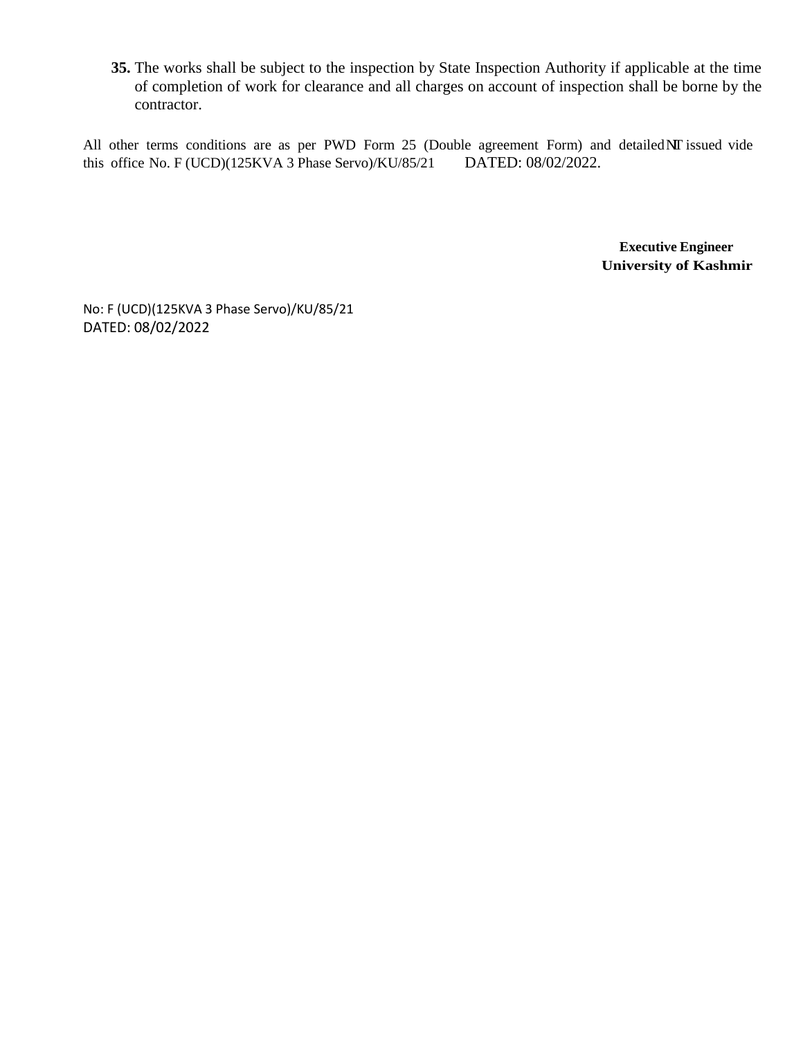**35.** The works shall be subject to the inspection by State Inspection Authority if applicable at the time of completion of work for clearance and all charges on account of inspection shall be borne by the contractor.

All other terms conditions are as per PWD Form 25 (Double agreement Form) and detailed NIT issued vide this office No. F (UCD)(125KVA 3 Phase Servo)/KU/85/21 DATED: 08/02/2022.

**Executive Engineer**
**University of Kashmir**

No: F (UCD)(125KVA 3 Phase Servo)/KU/85/21
DATED: 08/02/2022